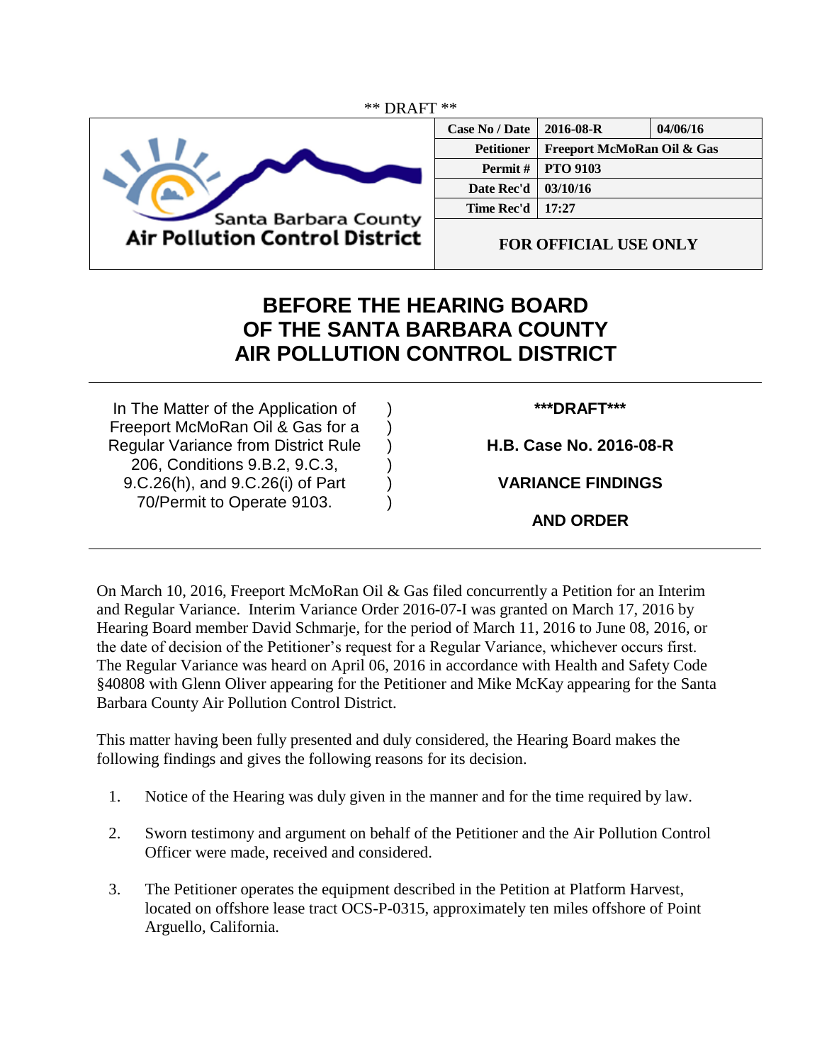** DRAFT **

| Santa Barbara County Air Pollution Control District | Case No / Date | 2016-08-R | 04/06/16 |
|---|---|---|---|
| | Petitioner | Freeport McMoRan Oil & Gas | |
| | Permit # | PTO 9103 | |
| | Date Rec'd | 03/10/16 | |
| | Time Rec'd | 17:27 | |
| | FOR OFFICIAL USE ONLY | | |

# BEFORE THE HEARING BOARD OF THE SANTA BARBARA COUNTY AIR POLLUTION CONTROL DISTRICT

In The Matter of the Application of Freeport McMoRan Oil & Gas for a Regular Variance from District Rule 206, Conditions 9.B.2, 9.C.3, 9.C.26(h), and 9.C.26(i) of Part 70/Permit to Operate 9103.

**\*\*\*DRAFT\*\*\***

**H.B. Case No. 2016-08-R**

**VARIANCE FINDINGS AND ORDER**

On March 10, 2016, Freeport McMoRan Oil & Gas filed concurrently a Petition for an Interim and Regular Variance. Interim Variance Order 2016-07-I was granted on March 17, 2016 by Hearing Board member David Schmarje, for the period of March 11, 2016 to June 08, 2016, or the date of decision of the Petitioner's request for a Regular Variance, whichever occurs first. The Regular Variance was heard on April 06, 2016 in accordance with Health and Safety Code §40808 with Glenn Oliver appearing for the Petitioner and Mike McKay appearing for the Santa Barbara County Air Pollution Control District.

This matter having been fully presented and duly considered, the Hearing Board makes the following findings and gives the following reasons for its decision.

1. Notice of the Hearing was duly given in the manner and for the time required by law.

2. Sworn testimony and argument on behalf of the Petitioner and the Air Pollution Control Officer were made, received and considered.

3. The Petitioner operates the equipment described in the Petition at Platform Harvest, located on offshore lease tract OCS-P-0315, approximately ten miles offshore of Point Arguello, California.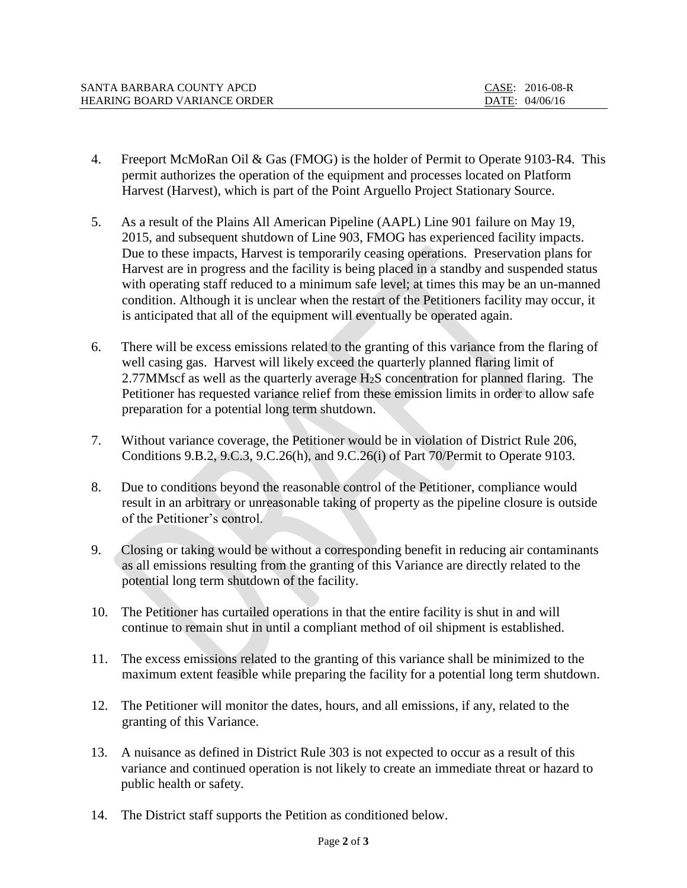4. Freeport McMoRan Oil & Gas (FMOG) is the holder of Permit to Operate 9103-R4. This permit authorizes the operation of the equipment and processes located on Platform Harvest (Harvest), which is part of the Point Arguello Project Stationary Source.

5. As a result of the Plains All American Pipeline (AAPL) Line 901 failure on May 19, 2015, and subsequent shutdown of Line 903, FMOG has experienced facility impacts. Due to these impacts, Harvest is temporarily ceasing operations. Preservation plans for Harvest are in progress and the facility is being placed in a standby and suspended status with operating staff reduced to a minimum safe level; at times this may be an un-manned condition. Although it is unclear when the restart of the Petitioners facility may occur, it is anticipated that all of the equipment will eventually be operated again.

6. There will be excess emissions related to the granting of this variance from the flaring of well casing gas. Harvest will likely exceed the quarterly planned flaring limit of 2.77MMscf as well as the quarterly average $H_2S$ concentration for planned flaring. The Petitioner has requested variance relief from these emission limits in order to allow safe preparation for a potential long term shutdown.

7. Without variance coverage, the Petitioner would be in violation of District Rule 206, Conditions 9.B.2, 9.C.3, 9.C.26(h), and 9.C.26(i) of Part 70/Permit to Operate 9103.

8. Due to conditions beyond the reasonable control of the Petitioner, compliance would result in an arbitrary or unreasonable taking of property as the pipeline closure is outside of the Petitioner's control.

9. Closing or taking would be without a corresponding benefit in reducing air contaminants as all emissions resulting from the granting of this Variance are directly related to the potential long term shutdown of the facility.

10. The Petitioner has curtailed operations in that the entire facility is shut in and will continue to remain shut in until a compliant method of oil shipment is established.

11. The excess emissions related to the granting of this variance shall be minimized to the maximum extent feasible while preparing the facility for a potential long term shutdown.

12. The Petitioner will monitor the dates, hours, and all emissions, if any, related to the granting of this Variance.

13. A nuisance as defined in District Rule 303 is not expected to occur as a result of this variance and continued operation is not likely to create an immediate threat or hazard to public health or safety.

14. The District staff supports the Petition as conditioned below.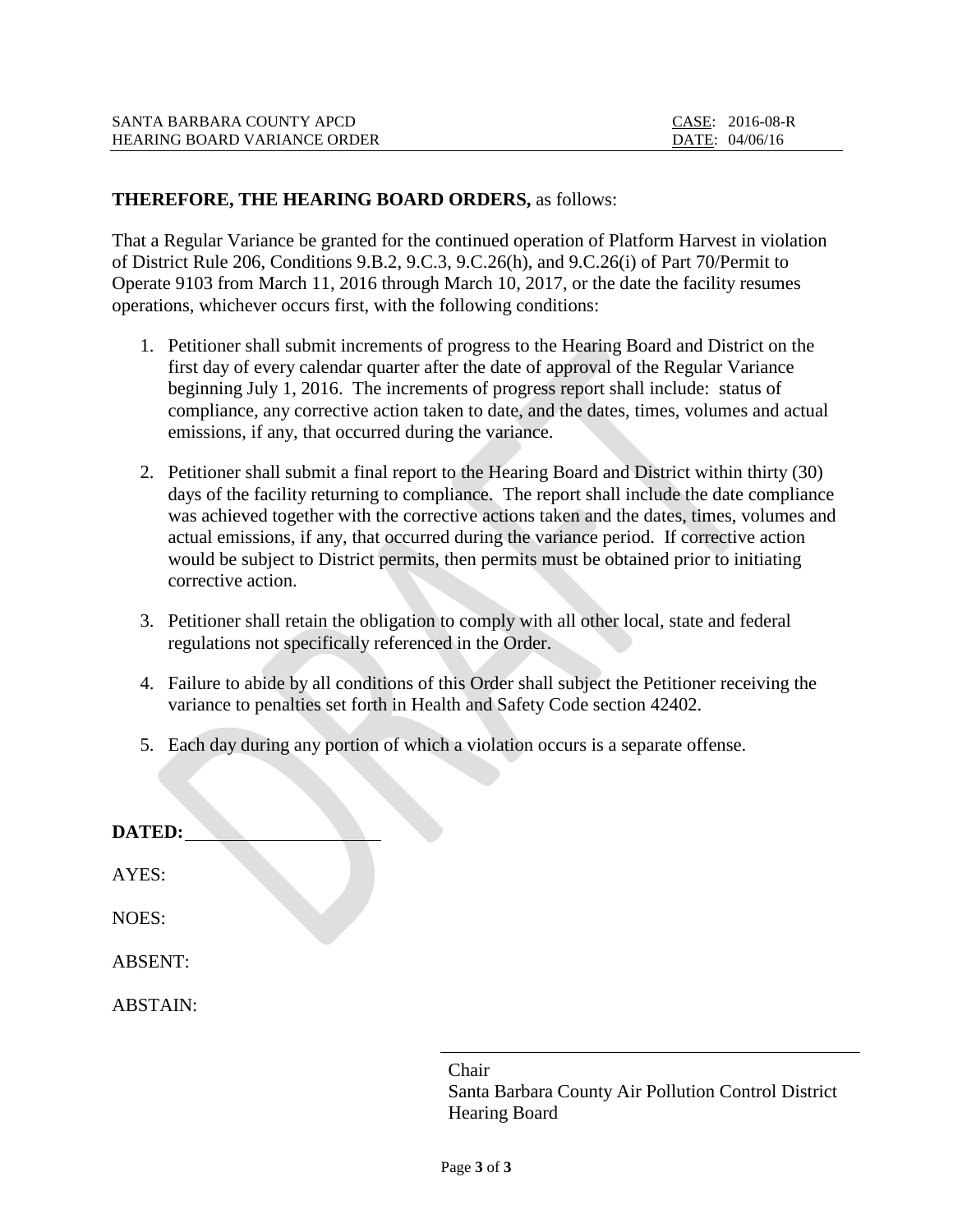**THEREFORE, THE HEARING BOARD ORDERS,** as follows:

That a Regular Variance be granted for the continued operation of Platform Harvest in violation of District Rule 206, Conditions 9.B.2, 9.C.3, 9.C.26(h), and 9.C.26(i) of Part 70/Permit to Operate 9103 from March 11, 2016 through March 10, 2017, or the date the facility resumes operations, whichever occurs first, with the following conditions:

1. Petitioner shall submit increments of progress to the Hearing Board and District on the first day of every calendar quarter after the date of approval of the Regular Variance beginning July 1, 2016. The increments of progress report shall include: status of compliance, any corrective action taken to date, and the dates, times, volumes and actual emissions, if any, that occurred during the variance.

2. Petitioner shall submit a final report to the Hearing Board and District within thirty (30) days of the facility returning to compliance. The report shall include the date compliance was achieved together with the corrective actions taken and the dates, times, volumes and actual emissions, if any, that occurred during the variance period. If corrective action would be subject to District permits, then permits must be obtained prior to initiating corrective action.

3. Petitioner shall retain the obligation to comply with all other local, state and federal regulations not specifically referenced in the Order.

4. Failure to abide by all conditions of this Order shall subject the Petitioner receiving the variance to penalties set forth in Health and Safety Code section 42402.

5. Each day during any portion of which a violation occurs is a separate offense.

**DATED:** ____________________

AYES:

NOES:

ABSENT:

ABSTAIN:

____________________________________

Chair
Santa Barbara County Air Pollution Control District
Hearing Board